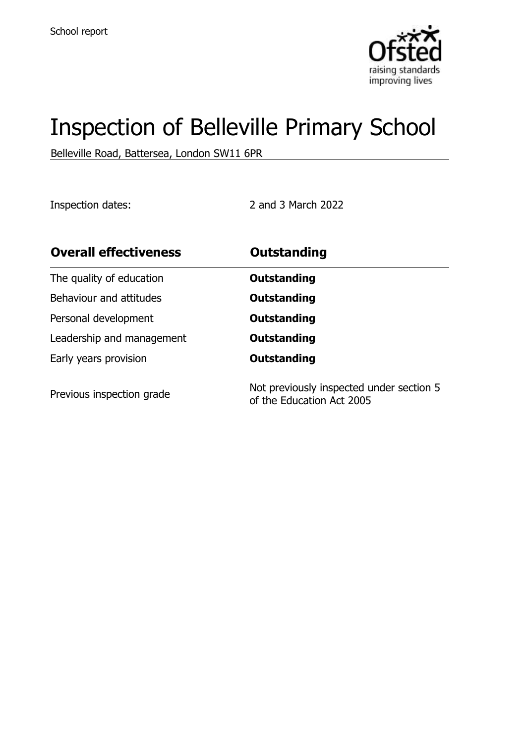School report

# Inspection of Belleville Primary School

Belleville Road, Battersea, London SW11 6PR

Inspection dates: 2 and 3 March 2022

| **Overall effectiveness** | **Outstanding** |
| --- | --- |
| The quality of education | **Outstanding** |
| Behaviour and attitudes | **Outstanding** |
| Personal development | **Outstanding** |
| Leadership and management | **Outstanding** |
| Early years provision | **Outstanding** |
| Previous inspection grade | Not previously inspected under section 5 of the Education Act 2005 |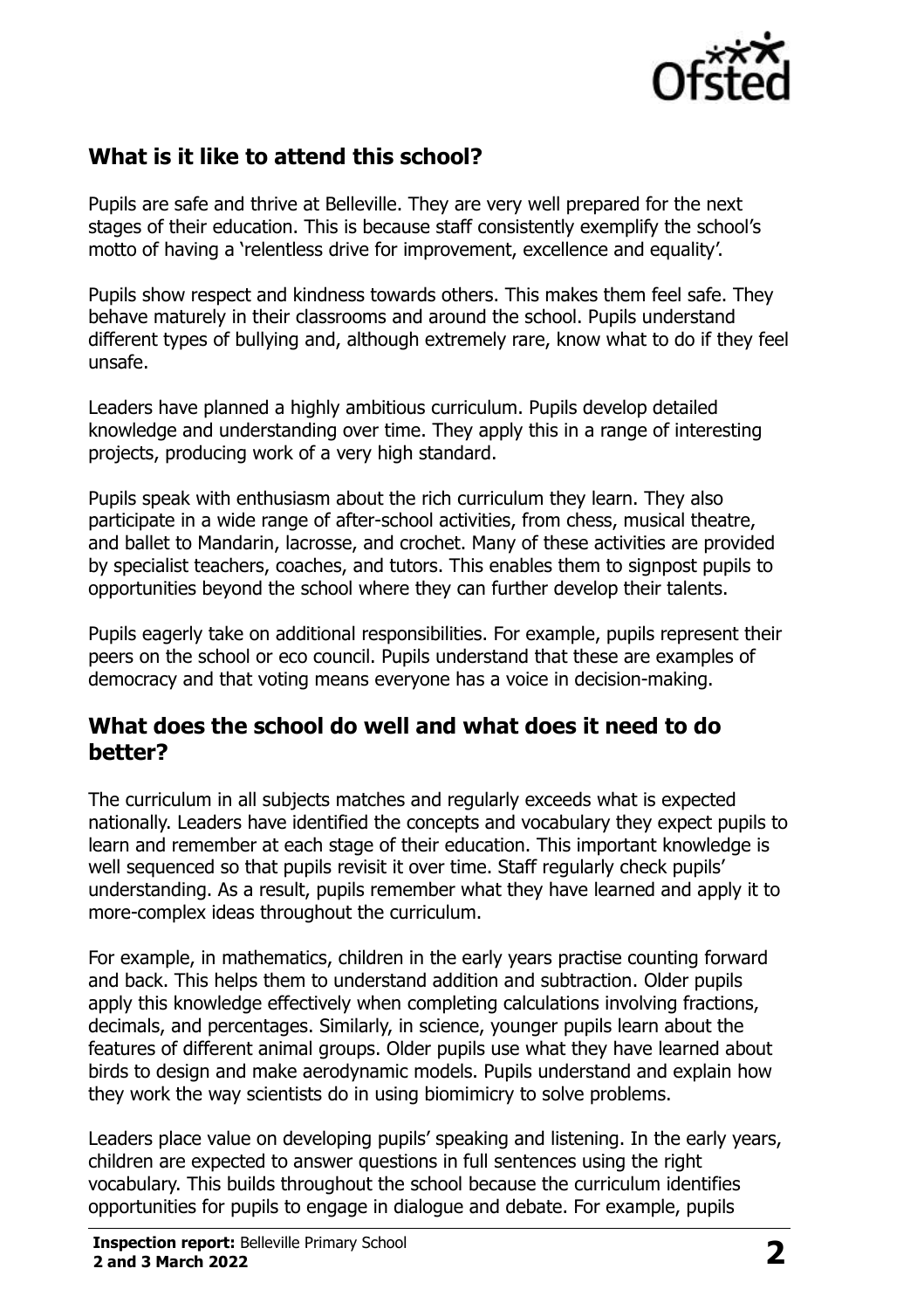## What is it like to attend this school?

Pupils are safe and thrive at Belleville. They are very well prepared for the next stages of their education. This is because staff consistently exemplify the school's motto of having a 'relentless drive for improvement, excellence and equality'.

Pupils show respect and kindness towards others. This makes them feel safe. They behave maturely in their classrooms and around the school. Pupils understand different types of bullying and, although extremely rare, know what to do if they feel unsafe.

Leaders have planned a highly ambitious curriculum. Pupils develop detailed knowledge and understanding over time. They apply this in a range of interesting projects, producing work of a very high standard.

Pupils speak with enthusiasm about the rich curriculum they learn. They also participate in a wide range of after-school activities, from chess, musical theatre, and ballet to Mandarin, lacrosse, and crochet. Many of these activities are provided by specialist teachers, coaches, and tutors. This enables them to signpost pupils to opportunities beyond the school where they can further develop their talents.

Pupils eagerly take on additional responsibilities. For example, pupils represent their peers on the school or eco council. Pupils understand that these are examples of democracy and that voting means everyone has a voice in decision-making.

## What does the school do well and what does it need to do better?

The curriculum in all subjects matches and regularly exceeds what is expected nationally. Leaders have identified the concepts and vocabulary they expect pupils to learn and remember at each stage of their education. This important knowledge is well sequenced so that pupils revisit it over time. Staff regularly check pupils' understanding. As a result, pupils remember what they have learned and apply it to more-complex ideas throughout the curriculum.

For example, in mathematics, children in the early years practise counting forward and back. This helps them to understand addition and subtraction. Older pupils apply this knowledge effectively when completing calculations involving fractions, decimals, and percentages. Similarly, in science, younger pupils learn about the features of different animal groups. Older pupils use what they have learned about birds to design and make aerodynamic models. Pupils understand and explain how they work the way scientists do in using biomimicry to solve problems.

Leaders place value on developing pupils' speaking and listening. In the early years, children are expected to answer questions in full sentences using the right vocabulary. This builds throughout the school because the curriculum identifies opportunities for pupils to engage in dialogue and debate. For example, pupils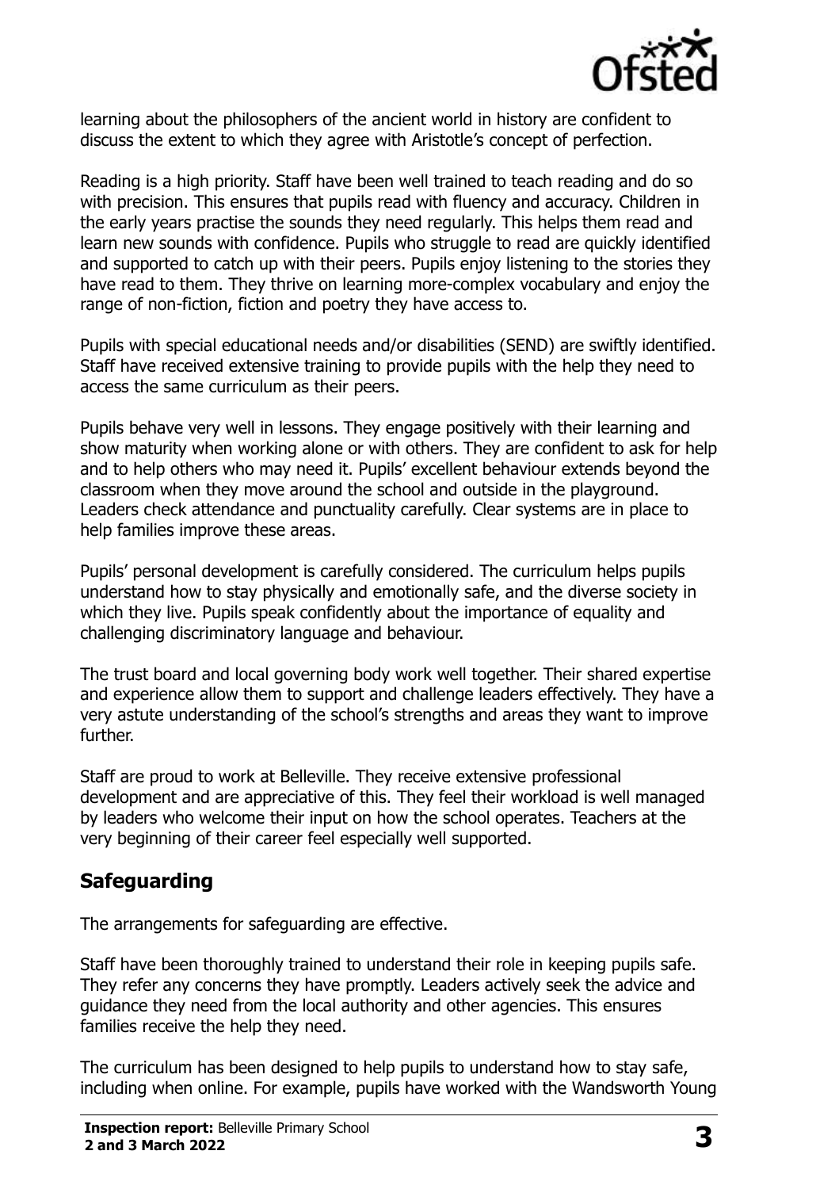learning about the philosophers of the ancient world in history are confident to discuss the extent to which they agree with Aristotle's concept of perfection.

Reading is a high priority. Staff have been well trained to teach reading and do so with precision. This ensures that pupils read with fluency and accuracy. Children in the early years practise the sounds they need regularly. This helps them read and learn new sounds with confidence. Pupils who struggle to read are quickly identified and supported to catch up with their peers. Pupils enjoy listening to the stories they have read to them. They thrive on learning more-complex vocabulary and enjoy the range of non-fiction, fiction and poetry they have access to.

Pupils with special educational needs and/or disabilities (SEND) are swiftly identified. Staff have received extensive training to provide pupils with the help they need to access the same curriculum as their peers.

Pupils behave very well in lessons. They engage positively with their learning and show maturity when working alone or with others. They are confident to ask for help and to help others who may need it. Pupils' excellent behaviour extends beyond the classroom when they move around the school and outside in the playground. Leaders check attendance and punctuality carefully. Clear systems are in place to help families improve these areas.

Pupils' personal development is carefully considered. The curriculum helps pupils understand how to stay physically and emotionally safe, and the diverse society in which they live. Pupils speak confidently about the importance of equality and challenging discriminatory language and behaviour.

The trust board and local governing body work well together. Their shared expertise and experience allow them to support and challenge leaders effectively. They have a very astute understanding of the school's strengths and areas they want to improve further.

Staff are proud to work at Belleville. They receive extensive professional development and are appreciative of this. They feel their workload is well managed by leaders who welcome their input on how the school operates. Teachers at the very beginning of their career feel especially well supported.

## Safeguarding

The arrangements for safeguarding are effective.

Staff have been thoroughly trained to understand their role in keeping pupils safe. They refer any concerns they have promptly. Leaders actively seek the advice and guidance they need from the local authority and other agencies. This ensures families receive the help they need.

The curriculum has been designed to help pupils to understand how to stay safe, including when online. For example, pupils have worked with the Wandsworth Young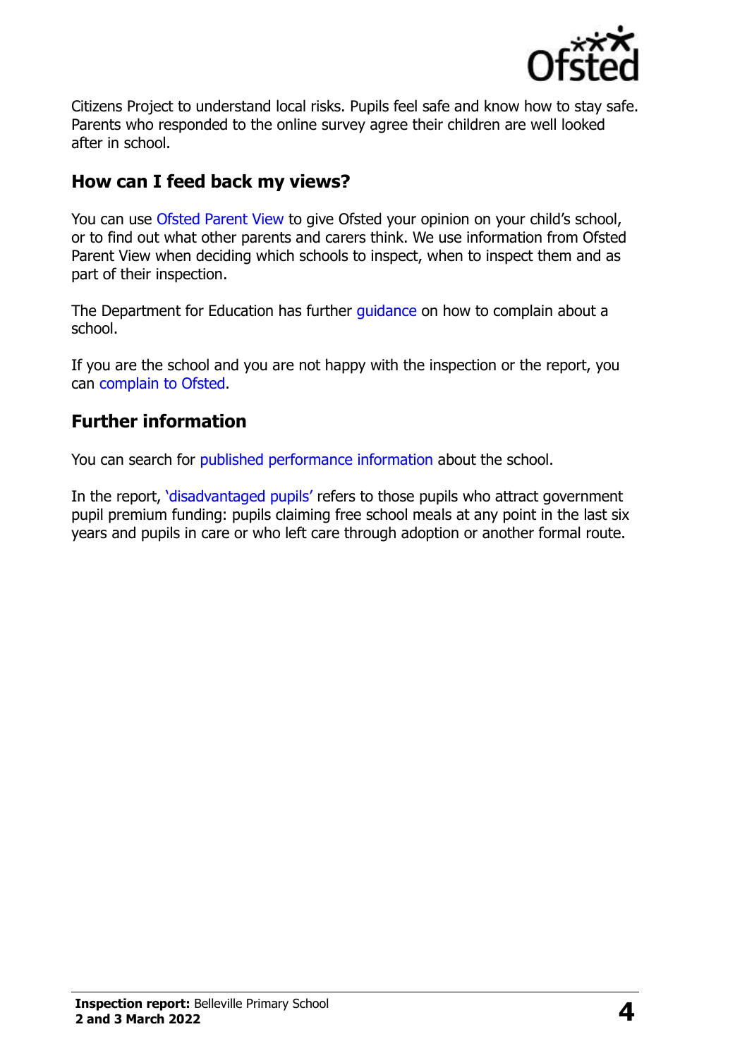Citizens Project to understand local risks. Pupils feel safe and know how to stay safe. Parents who responded to the online survey agree their children are well looked after in school.

## How can I feed back my views?

You can use Ofsted Parent View to give Ofsted your opinion on your child's school, or to find out what other parents and carers think. We use information from Ofsted Parent View when deciding which schools to inspect, when to inspect them and as part of their inspection.

The Department for Education has further guidance on how to complain about a school.

If you are the school and you are not happy with the inspection or the report, you can complain to Ofsted.

## Further information

You can search for published performance information about the school.

In the report, 'disadvantaged pupils' refers to those pupils who attract government pupil premium funding: pupils claiming free school meals at any point in the last six years and pupils in care or who left care through adoption or another formal route.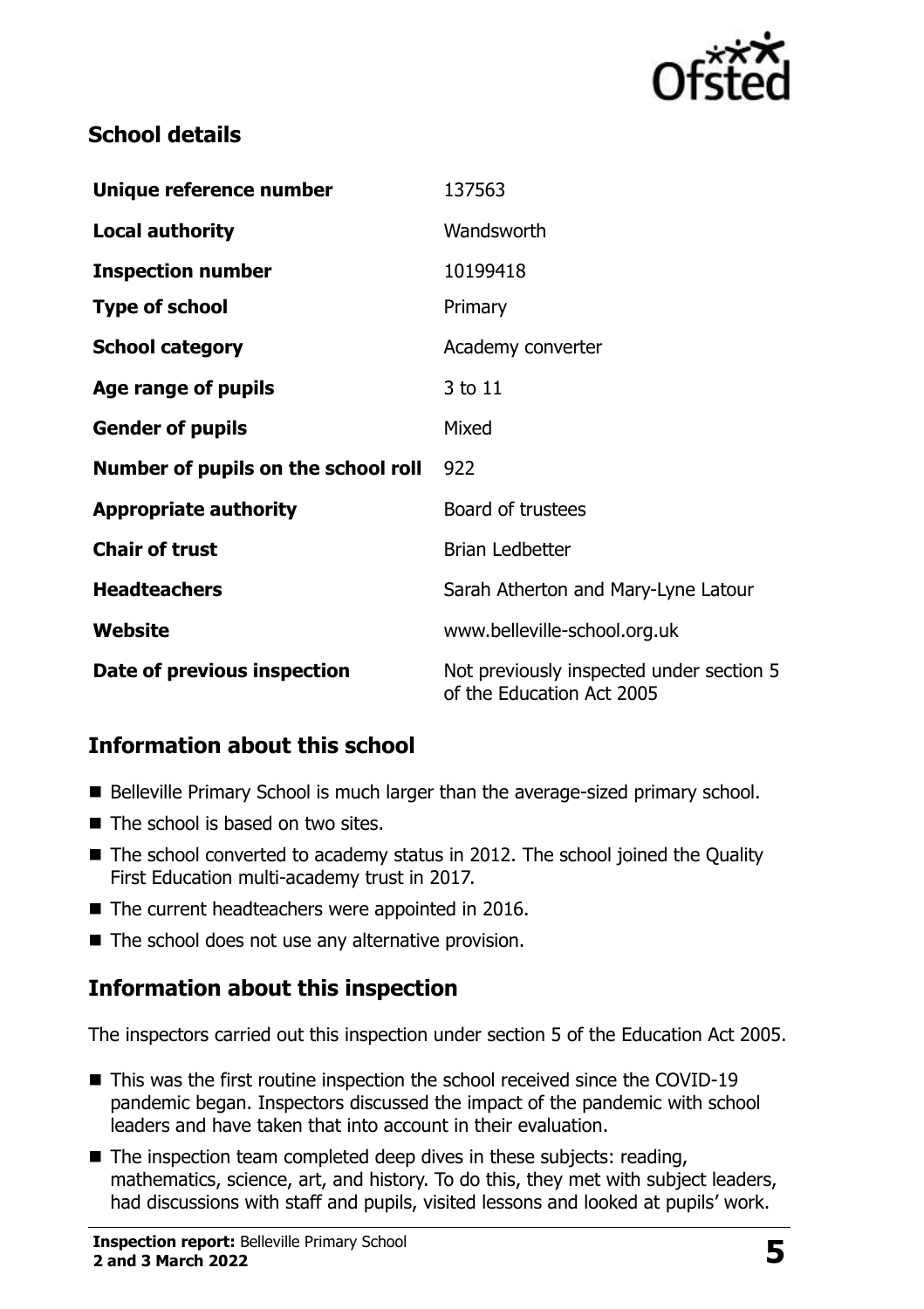## School details

| | |
|---|---|
| **Unique reference number** | 137563 |
| **Local authority** | Wandsworth |
| **Inspection number** | 10199418 |
| **Type of school** | Primary |
| **School category** | Academy converter |
| **Age range of pupils** | 3 to 11 |
| **Gender of pupils** | Mixed |
| **Number of pupils on the school roll** | 922 |
| **Appropriate authority** | Board of trustees |
| **Chair of trust** | Brian Ledbetter |
| **Headteachers** | Sarah Atherton and Mary-Lyne Latour |
| **Website** | www.belleville-school.org.uk |
| **Date of previous inspection** | Not previously inspected under section 5 of the Education Act 2005 |

## Information about this school

- Belleville Primary School is much larger than the average-sized primary school.
- The school is based on two sites.
- The school converted to academy status in 2012. The school joined the Quality First Education multi-academy trust in 2017.
- The current headteachers were appointed in 2016.
- The school does not use any alternative provision.

## Information about this inspection

The inspectors carried out this inspection under section 5 of the Education Act 2005.

- This was the first routine inspection the school received since the COVID-19 pandemic began. Inspectors discussed the impact of the pandemic with school leaders and have taken that into account in their evaluation.
- The inspection team completed deep dives in these subjects: reading, mathematics, science, art, and history. To do this, they met with subject leaders, had discussions with staff and pupils, visited lessons and looked at pupils' work.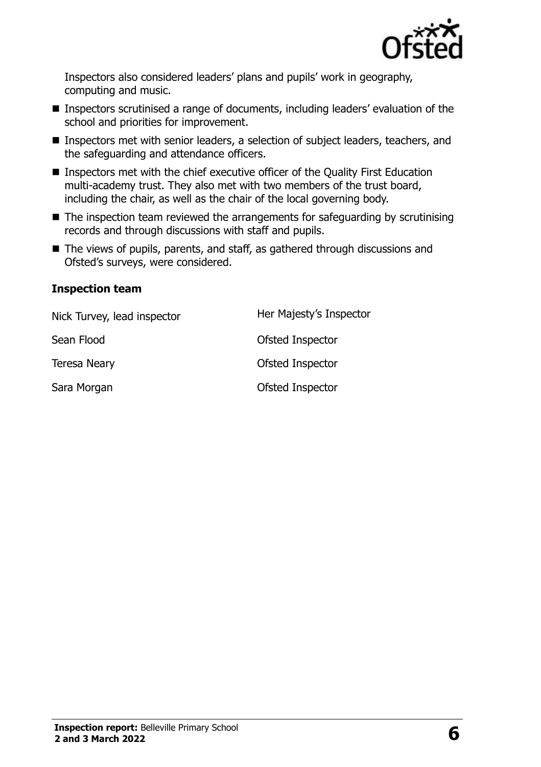Inspectors also considered leaders' plans and pupils' work in geography, computing and music.

- Inspectors scrutinised a range of documents, including leaders' evaluation of the school and priorities for improvement.
- Inspectors met with senior leaders, a selection of subject leaders, teachers, and the safeguarding and attendance officers.
- Inspectors met with the chief executive officer of the Quality First Education multi-academy trust. They also met with two members of the trust board, including the chair, as well as the chair of the local governing body.
- The inspection team reviewed the arrangements for safeguarding by scrutinising records and through discussions with staff and pupils.
- The views of pupils, parents, and staff, as gathered through discussions and Ofsted's surveys, were considered.

### Inspection team

| | |
|---|---|
| Nick Turvey, lead inspector | Her Majesty's Inspector |
| Sean Flood | Ofsted Inspector |
| Teresa Neary | Ofsted Inspector |
| Sara Morgan | Ofsted Inspector |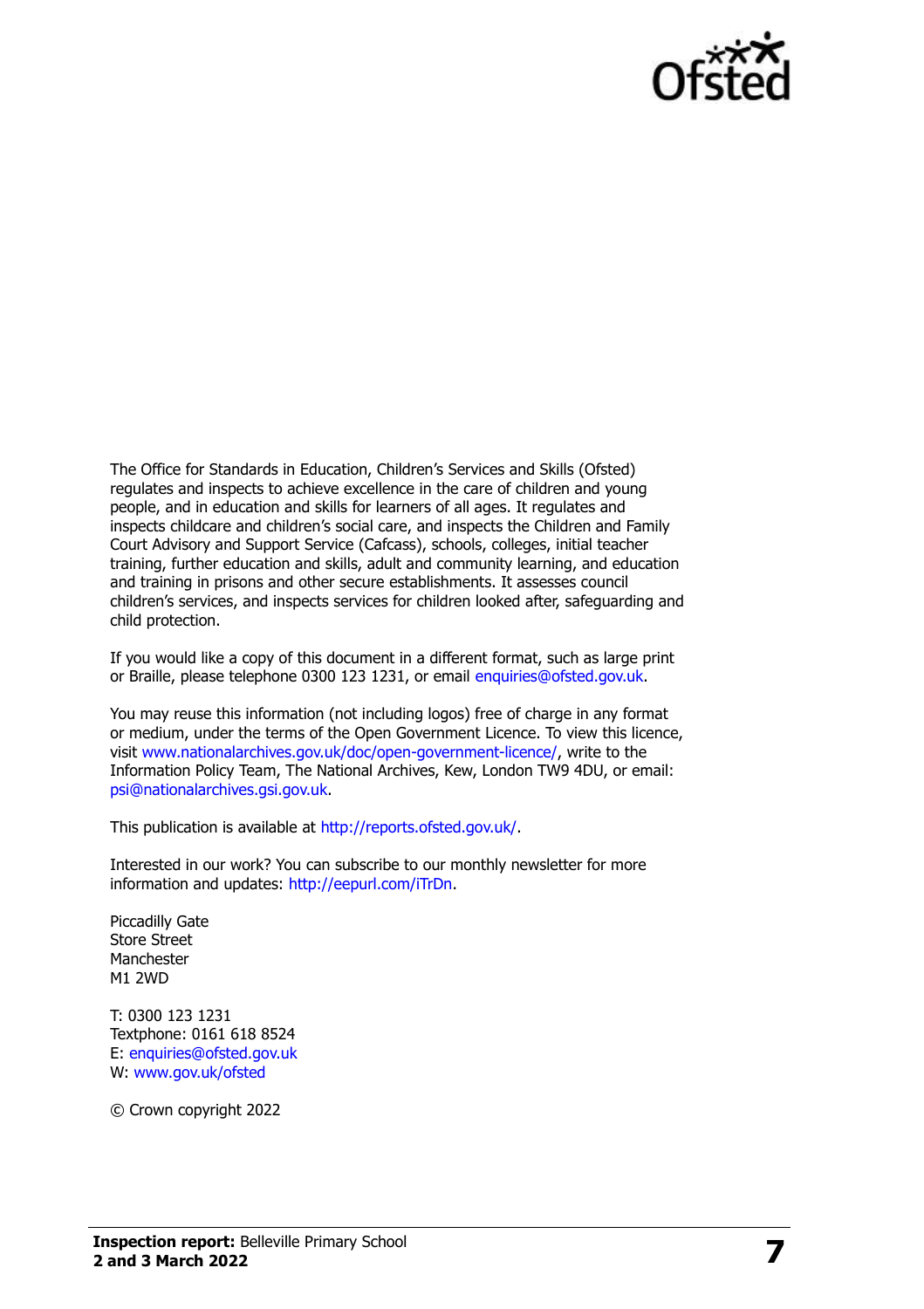The Office for Standards in Education, Children's Services and Skills (Ofsted) regulates and inspects to achieve excellence in the care of children and young people, and in education and skills for learners of all ages. It regulates and inspects childcare and children's social care, and inspects the Children and Family Court Advisory and Support Service (Cafcass), schools, colleges, initial teacher training, further education and skills, adult and community learning, and education and training in prisons and other secure establishments. It assesses council children's services, and inspects services for children looked after, safeguarding and child protection.

If you would like a copy of this document in a different format, such as large print or Braille, please telephone 0300 123 1231, or email enquiries@ofsted.gov.uk.

You may reuse this information (not including logos) free of charge in any format or medium, under the terms of the Open Government Licence. To view this licence, visit www.nationalarchives.gov.uk/doc/open-government-licence/, write to the Information Policy Team, The National Archives, Kew, London TW9 4DU, or email: psi@nationalarchives.gsi.gov.uk.

This publication is available at http://reports.ofsted.gov.uk/.

Interested in our work? You can subscribe to our monthly newsletter for more information and updates: http://eepurl.com/iTrDn.

Piccadilly Gate
Store Street
Manchester
M1 2WD

T: 0300 123 1231
Textphone: 0161 618 8524
E: enquiries@ofsted.gov.uk
W: www.gov.uk/ofsted

© Crown copyright 2022